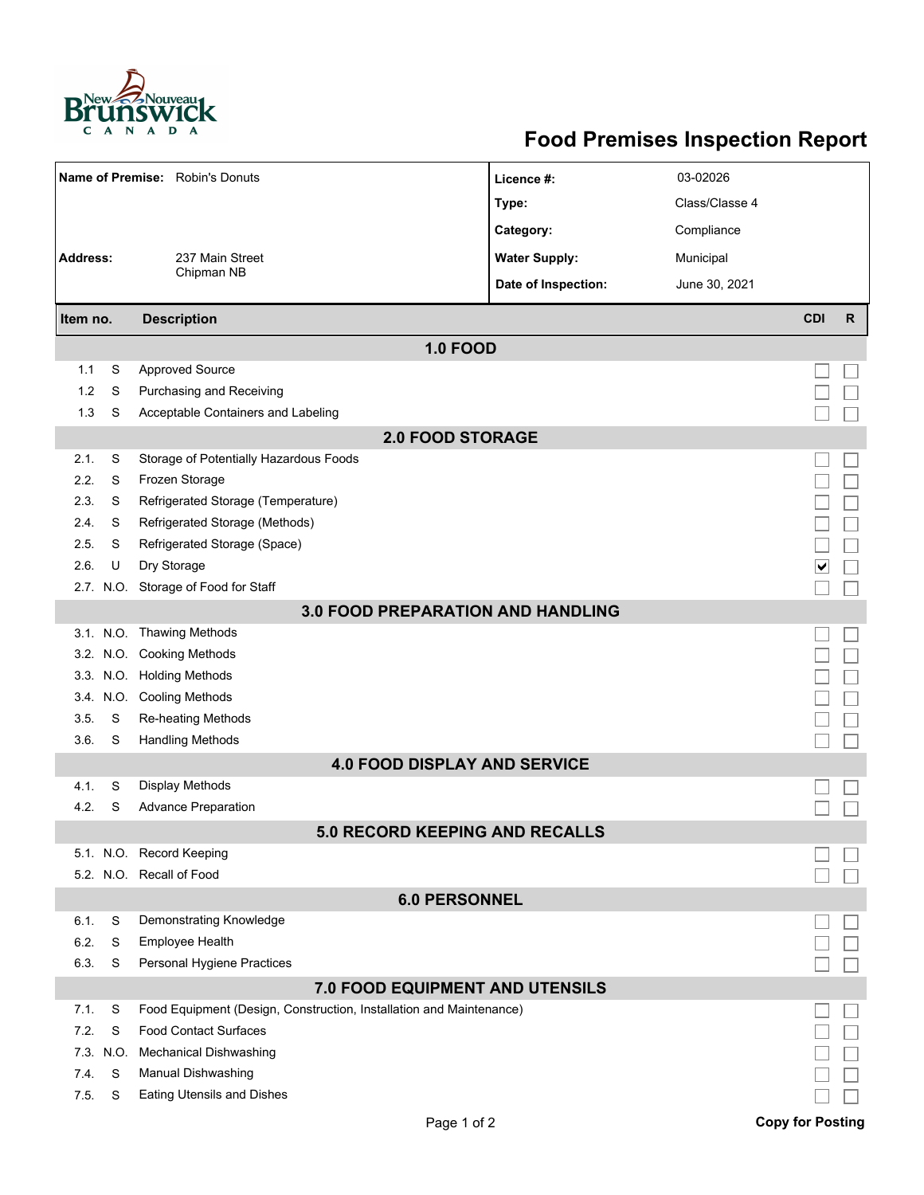# Food Premises Inspection Report

| | |
|---|---|
| **Name of Premise:** Robin's Donuts | **Licence #:** 03-02026 |
| | **Type:** Class/Classe 4 |
| | **Category:** Compliance |
| **Address:** 237 Main Street, Chipman NB | **Water Supply:** Municipal |
| | **Date of Inspection:** June 30, 2021 |

| Item no. | | Description | CDI | R |
|---|---|---|---|---|
| **1.0 FOOD** | | | | |
| 1.1 | S | Approved Source | ☐ | ☐ |
| 1.2 | S | Purchasing and Receiving | ☐ | ☐ |
| 1.3 | S | Acceptable Containers and Labeling | ☐ | ☐ |
| **2.0 FOOD STORAGE** | | | | |
| 2.1. | S | Storage of Potentially Hazardous Foods | ☐ | ☐ |
| 2.2. | S | Frozen Storage | ☐ | ☐ |
| 2.3. | S | Refrigerated Storage (Temperature) | ☐ | ☐ |
| 2.4. | S | Refrigerated Storage (Methods) | ☐ | ☐ |
| 2.5. | S | Refrigerated Storage (Space) | ☐ | ☐ |
| 2.6. | U | Dry Storage | ☑ | ☐ |
| 2.7. | N.O. | Storage of Food for Staff | ☐ | ☐ |
| **3.0 FOOD PREPARATION AND HANDLING** | | | | |
| 3.1. | N.O. | Thawing Methods | ☐ | ☐ |
| 3.2. | N.O. | Cooking Methods | ☐ | ☐ |
| 3.3. | N.O. | Holding Methods | ☐ | ☐ |
| 3.4. | N.O. | Cooling Methods | ☐ | ☐ |
| 3.5. | S | Re-heating Methods | ☐ | ☐ |
| 3.6. | S | Handling Methods | ☐ | ☐ |
| **4.0 FOOD DISPLAY AND SERVICE** | | | | |
| 4.1. | S | Display Methods | ☐ | ☐ |
| 4.2. | S | Advance Preparation | ☐ | ☐ |
| **5.0 RECORD KEEPING AND RECALLS** | | | | |
| 5.1. | N.O. | Record Keeping | ☐ | ☐ |
| 5.2. | N.O. | Recall of Food | ☐ | ☐ |
| **6.0 PERSONNEL** | | | | |
| 6.1. | S | Demonstrating Knowledge | ☐ | ☐ |
| 6.2. | S | Employee Health | ☐ | ☐ |
| 6.3. | S | Personal Hygiene Practices | ☐ | ☐ |
| **7.0 FOOD EQUIPMENT AND UTENSILS** | | | | |
| 7.1. | S | Food Equipment (Design, Construction, Installation and Maintenance) | ☐ | ☐ |
| 7.2. | S | Food Contact Surfaces | ☐ | ☐ |
| 7.3. | N.O. | Mechanical Dishwashing | ☐ | ☐ |
| 7.4. | S | Manual Dishwashing | ☐ | ☐ |
| 7.5. | S | Eating Utensils and Dishes | ☐ | ☐ |

**Copy for Posting**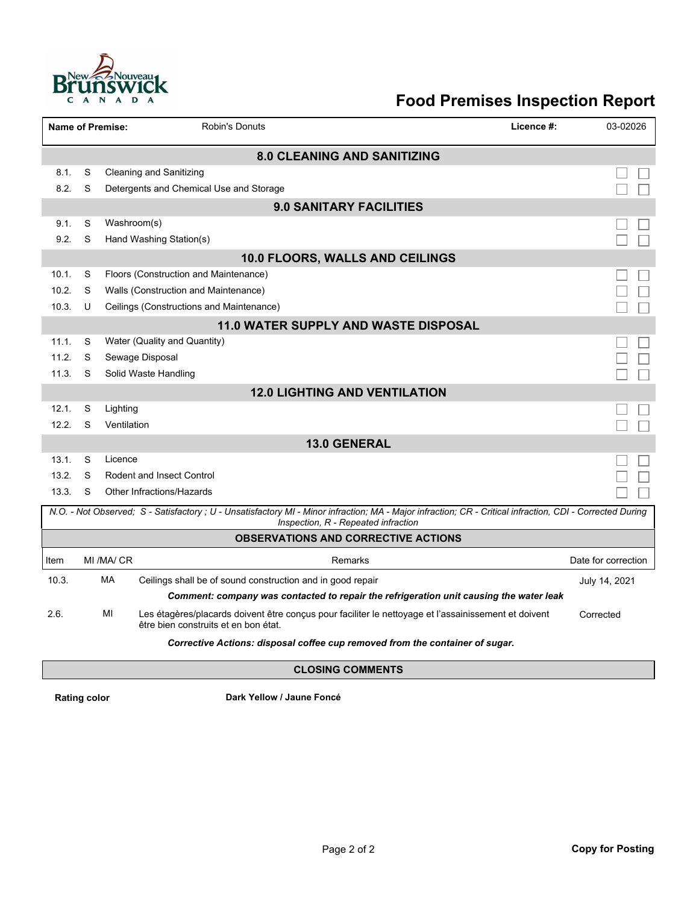# Food Premises Inspection Report

| Name of Premise: | Robin's Donuts | Licence #: | 03-02026 |
| --- | --- | --- | --- |

## 8.0 CLEANING AND SANITIZING

| | | | | |
| --- | --- | --- | --- | --- |
| 8.1. | S | Cleaning and Sanitizing | ☐ | ☐ |
| 8.2. | S | Detergents and Chemical Use and Storage | ☐ | ☐ |

## 9.0 SANITARY FACILITIES

| | | | | |
| --- | --- | --- | --- | --- |
| 9.1. | S | Washroom(s) | ☐ | ☐ |
| 9.2. | S | Hand Washing Station(s) | ☐ | ☐ |

## 10.0 FLOORS, WALLS AND CEILINGS

| | | | | |
| --- | --- | --- | --- | --- |
| 10.1. | S | Floors (Construction and Maintenance) | ☐ | ☐ |
| 10.2. | S | Walls (Construction and Maintenance) | ☐ | ☐ |
| 10.3. | U | Ceilings (Constructions and Maintenance) | ☐ | ☐ |

## 11.0 WATER SUPPLY AND WASTE DISPOSAL

| | | | | |
| --- | --- | --- | --- | --- |
| 11.1. | S | Water (Quality and Quantity) | ☐ | ☐ |
| 11.2. | S | Sewage Disposal | ☐ | ☐ |
| 11.3. | S | Solid Waste Handling | ☐ | ☐ |

## 12.0 LIGHTING AND VENTILATION

| | | | | |
| --- | --- | --- | --- | --- |
| 12.1. | S | Lighting | ☐ | ☐ |
| 12.2. | S | Ventilation | ☐ | ☐ |

## 13.0 GENERAL

| | | | | |
| --- | --- | --- | --- | --- |
| 13.1. | S | Licence | ☐ | ☐ |
| 13.2. | S | Rodent and Insect Control | ☐ | ☐ |
| 13.3. | S | Other Infractions/Hazards | ☐ | ☐ |

*N.O. - Not Observed; S - Satisfactory ; U - Unsatisfactory MI - Minor infraction; MA - Major infraction; CR - Critical infraction, CDI - Corrected During Inspection, R - Repeated infraction*

## OBSERVATIONS AND CORRECTIVE ACTIONS

| Item | MI /MA/ CR | Remarks | Date for correction |
| --- | --- | --- | --- |
| 10.3. | MA | Ceilings shall be of sound construction and in good repair | July 14, 2021 |
| | | ***Comment: company was contacted to repair the refrigeration unit causing the water leak*** | |
| 2.6. | MI | Les étagères/placards doivent être conçus pour faciliter le nettoyage et l'assainissement et doivent être bien construits et en bon état. | Corrected |
| | | ***Corrective Actions: disposal coffee cup removed from the container of sugar.*** | |

## CLOSING COMMENTS

**Rating color** **Dark Yellow / Jaune Foncé**

**Copy for Posting**